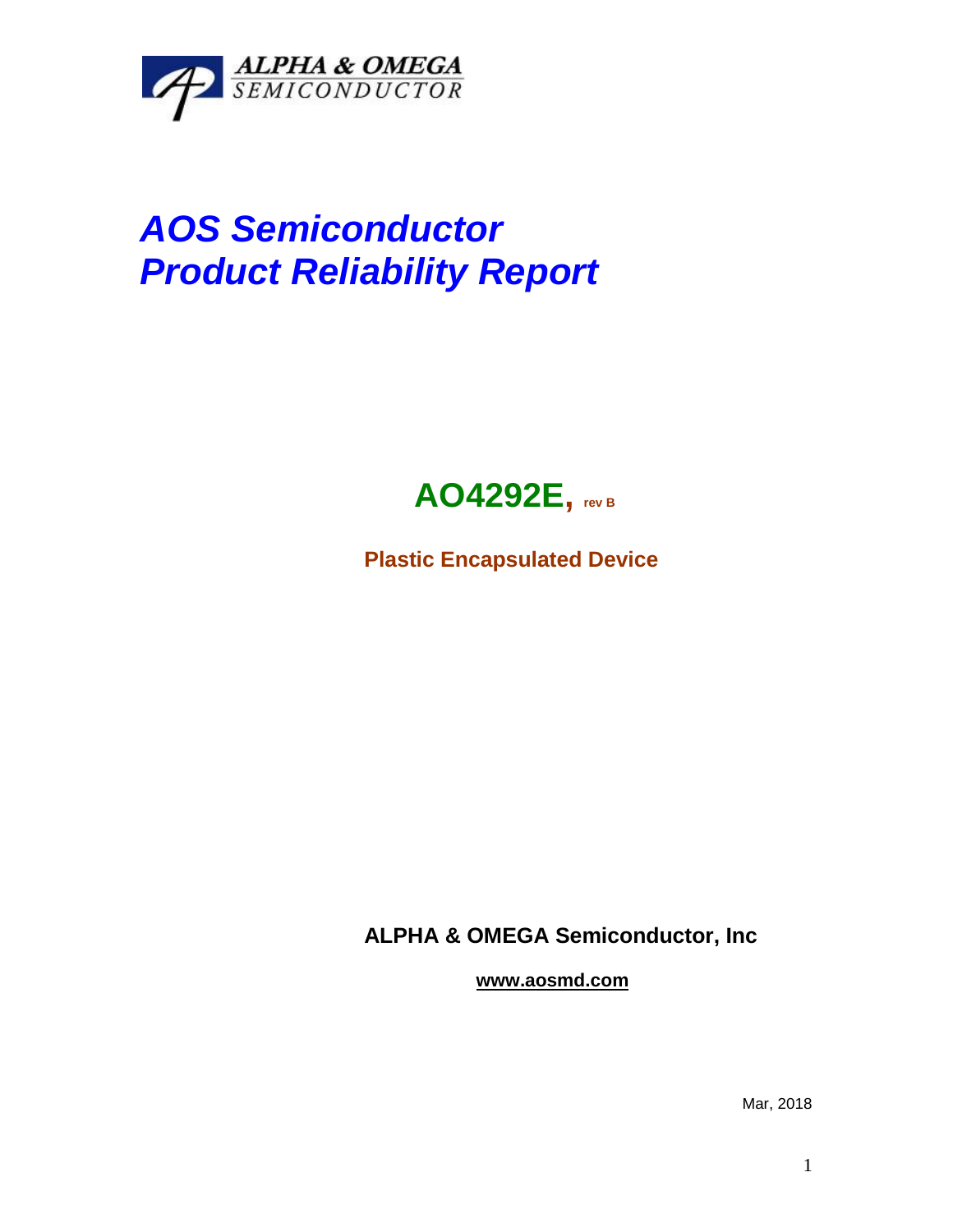ALPHA & OMEGA SEMICONDUCTOR

# *AOS Semiconductor*
# *Product Reliability Report*

## AO4292E, rev B

**Plastic Encapsulated Device**

**ALPHA & OMEGA Semiconductor, Inc**

**www.aosmd.com**

Mar, 2018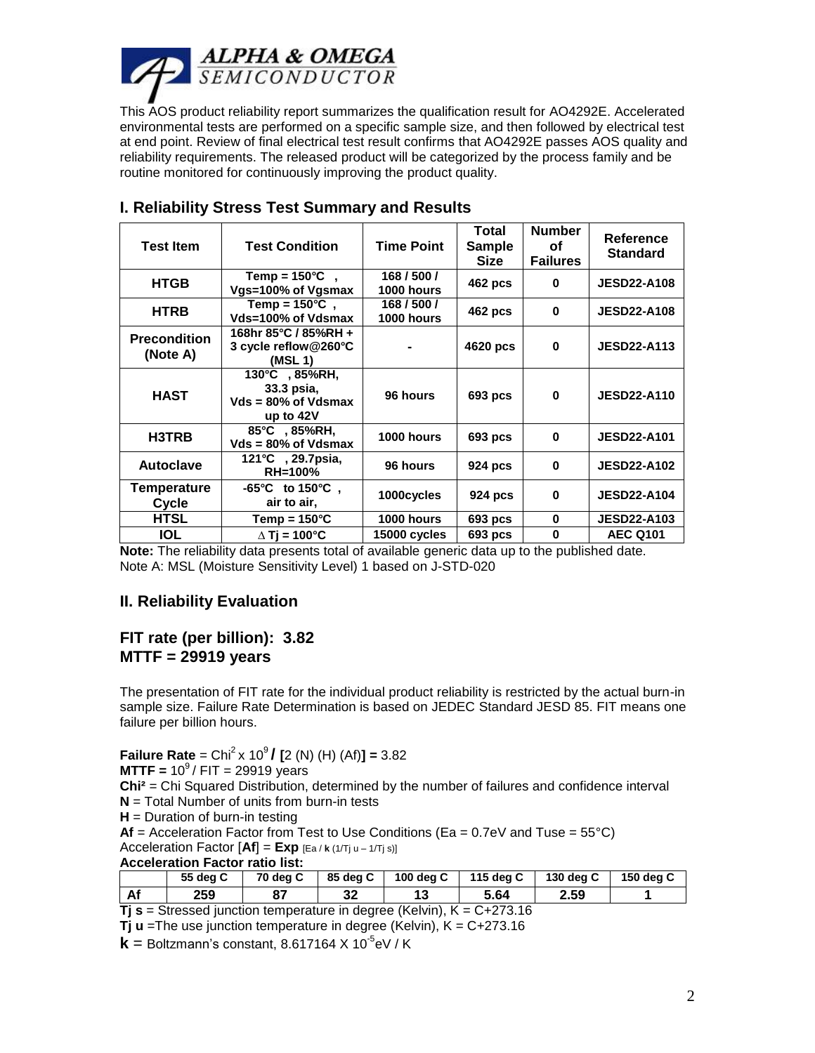**ALPHA & OMEGA SEMICONDUCTOR**

This AOS product reliability report summarizes the qualification result for AO4292E. Accelerated environmental tests are performed on a specific sample size, and then followed by electrical test at end point. Review of final electrical test result confirms that AO4292E passes AOS quality and reliability requirements. The released product will be categorized by the process family and be routine monitored for continuously improving the product quality.

## I. Reliability Stress Test Summary and Results

| Test Item | Test Condition | Time Point | Total Sample Size | Number of Failures | Reference Standard |
|---|---|---|---|---|---|
| HTGB | Temp = 150°C , Vgs=100% of Vgsmax | 168 / 500 / 1000 hours | 462 pcs | 0 | JESD22-A108 |
| HTRB | Temp = 150°C , Vds=100% of Vdsmax | 168 / 500 / 1000 hours | 462 pcs | 0 | JESD22-A108 |
| Precondition (Note A) | 168hr 85°C / 85%RH + 3 cycle reflow@260°C (MSL 1) | - | 4620 pcs | 0 | JESD22-A113 |
| HAST | 130°C , 85%RH, 33.3 psia, Vds = 80% of Vdsmax up to 42V | 96 hours | 693 pcs | 0 | JESD22-A110 |
| H3TRB | 85°C , 85%RH, Vds = 80% of Vdsmax | 1000 hours | 693 pcs | 0 | JESD22-A101 |
| Autoclave | 121°C , 29.7psia, RH=100% | 96 hours | 924 pcs | 0 | JESD22-A102 |
| Temperature Cycle | -65°C to 150°C , air to air, | 1000cycles | 924 pcs | 0 | JESD22-A104 |
| HTSL | Temp = 150°C | 1000 hours | 693 pcs | 0 | JESD22-A103 |
| IOL | $\Delta$ Tj = 100°C | 15000 cycles | 693 pcs | 0 | AEC Q101 |

**Note:** The reliability data presents total of available generic data up to the published date.
Note A: MSL (Moisture Sensitivity Level) 1 based on J-STD-020

## II. Reliability Evaluation

### FIT rate (per billion): 3.82
### MTTF = 29919 years

The presentation of FIT rate for the individual product reliability is restricted by the actual burn-in sample size. Failure Rate Determination is based on JEDEC Standard JESD 85. FIT means one failure per billion hours.

**Failure Rate** = $Chi^2 \times 10^9$ **/ [**2 (N) (H) (Af)**] =** 3.82

**MTTF =** $10^9$ / FIT = 29919 years

**Chi²** = Chi Squared Distribution, determined by the number of failures and confidence interval

**N** = Total Number of units from burn-in tests

**H** = Duration of burn-in testing

**Af** = Acceleration Factor from Test to Use Conditions (Ea = 0.7eV and Tuse = 55°C)

Acceleration Factor [**Af**] = **Exp** [Ea / **k** (1/Tj u – 1/Tj s)]

**Acceleration Factor ratio list:**

| | 55 deg C | 70 deg C | 85 deg C | 100 deg C | 115 deg C | 130 deg C | 150 deg C |
|---|---|---|---|---|---|---|---|
| Af | 259 | 87 | 32 | 13 | 5.64 | 2.59 | 1 |

**Tj s** = Stressed junction temperature in degree (Kelvin), K = C+273.16

**Tj u** =The use junction temperature in degree (Kelvin), K = C+273.16

**k** = Boltzmann's constant, 8.617164 X $10^{-5}$eV / K